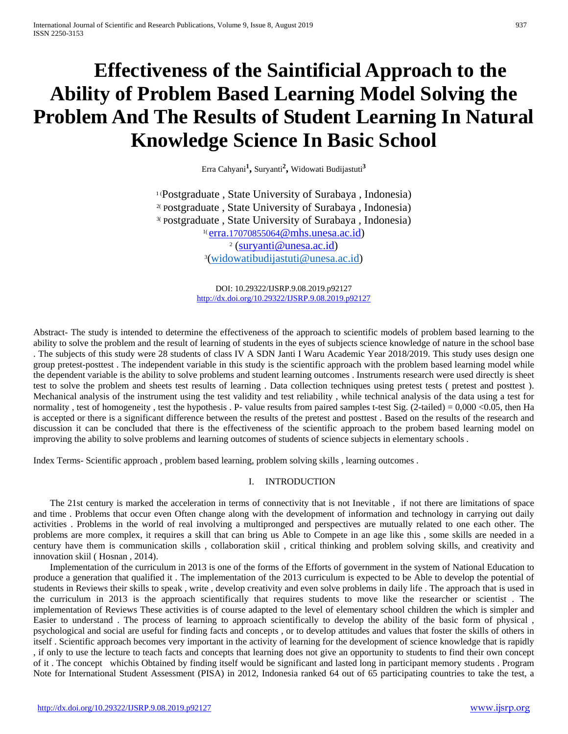# Effectiveness of the Saintificial Approach to the Ability of Problem Based Learning Model Solving the Problem And The Results of Student Learning In Natural Knowledge Science In Basic School

Erra Cahyani[1], Suryanti[2], Widowati Budijastuti[3]

[1] (Postgraduate , State University of Surabaya , Indonesia)
[2] (Postgraduate , State University of Surabaya , Indonesia)
[3] (Postgraduate , State University of Surabaya , Indonesia)
[1] (erra.17070855064@mhs.unesa.ac.id)
[2] (suryanti@unesa.ac.id)
[3] (widowatibudijastuti@unesa.ac.id)

DOI: 10.29322/IJSRP.9.08.2019.p92127
http://dx.doi.org/10.29322/IJSRP.9.08.2019.p92127

Abstract- The study is intended to determine the effectiveness of the approach to scientific models of problem based learning to the ability to solve the problem and the result of learning of students in the eyes of subjects science knowledge of nature in the school base . The subjects of this study were 28 students of class IV A SDN Janti I Waru Academic Year 2018/2019. This study uses design one group pretest-posttest . The independent variable in this study is the scientific approach with the problem based learning model while the dependent variable is the ability to solve problems and student learning outcomes . Instruments research were used directly is sheet test to solve the problem and sheets test results of learning . Data collection techniques using pretest tests ( pretest and posttest ). Mechanical analysis of the instrument using the test validity and test reliability , while technical analysis of the data using a test for normality , test of homogeneity , test the hypothesis . P- value results from paired samples t-test Sig. (2-tailed) = 0,000 <0.05, then Ha is accepted or there is a significant difference between the results of the pretest and posttest . Based on the results of the research and discussion it can be concluded that there is the effectiveness of the scientific approach to the probem based learning model on improving the ability to solve problems and learning outcomes of students of science subjects in elementary schools .

Index Terms- Scientific approach , problem based learning, problem solving skills , learning outcomes .

## I. INTRODUCTION

The 21st century is marked the acceleration in terms of connectivity that is not Inevitable , if not there are limitations of space and time . Problems that occur even Often change along with the development of information and technology in carrying out daily activities . Problems in the world of real involving a multipronged and perspectives are mutually related to one each other. The problems are more complex, it requires a skill that can bring us Able to Compete in an age like this , some skills are needed in a century have them is communication skills , collaboration skiil , critical thinking and problem solving skills, and creativity and innovation skiil ( Hosnan , 2014).

Implementation of the curriculum in 2013 is one of the forms of the Efforts of government in the system of National Education to produce a generation that qualified it . The implementation of the 2013 curriculum is expected to be Able to develop the potential of students in Reviews their skills to speak , write , develop creativity and even solve problems in daily life . The approach that is used in the curriculum in 2013 is the approach scientifically that requires students to move like the researcher or scientist . The implementation of Reviews These activities is of course adapted to the level of elementary school children the which is simpler and Easier to understand . The process of learning to approach scientifically to develop the ability of the basic form of physical , psychological and social are useful for finding facts and concepts , or to develop attitudes and values that foster the skills of others in itself . Scientific approach becomes very important in the activity of learning for the development of science knowledge that is rapidly , if only to use the lecture to teach facts and concepts that learning does not give an opportunity to students to find their own concept of it . The concept whichis Obtained by finding itself would be significant and lasted long in participant memory students . Program Note for International Student Assessment (PISA) in 2012, Indonesia ranked 64 out of 65 participating countries to take the test, a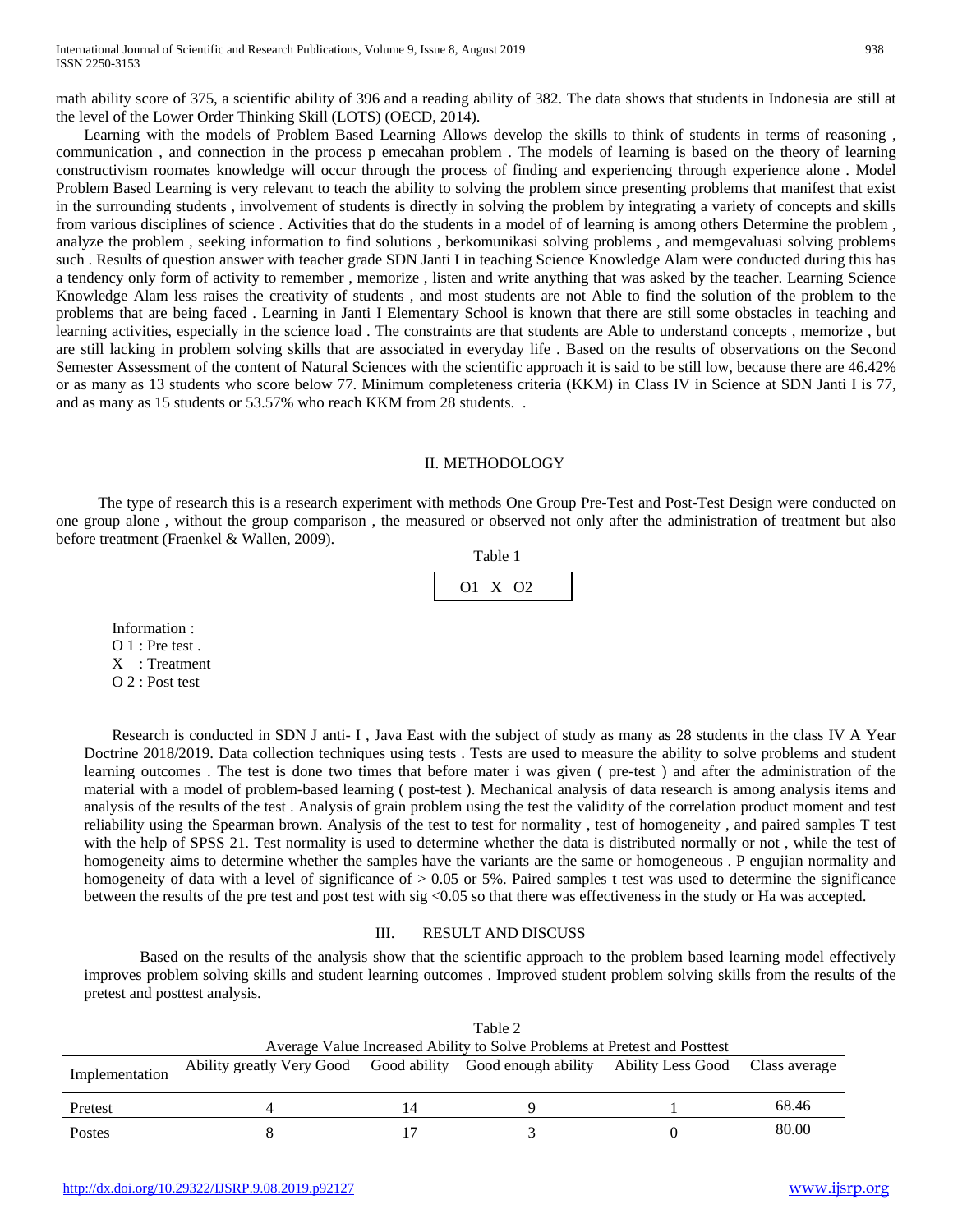math ability score of 375, a scientific ability of 396 and a reading ability of 382. The data shows that students in Indonesia are still at the level of the Lower Order Thinking Skill (LOTS) (OECD, 2014).

Learning with the models of Problem Based Learning Allows develop the skills to think of students in terms of reasoning , communication , and connection in the process p emecahan problem . The models of learning is based on the theory of learning constructivism roomates knowledge will occur through the process of finding and experiencing through experience alone . Model Problem Based Learning is very relevant to teach the ability to solving the problem since presenting problems that manifest that exist in the surrounding students , involvement of students is directly in solving the problem by integrating a variety of concepts and skills from various disciplines of science . Activities that do the students in a model of of learning is among others Determine the problem , analyze the problem , seeking information to find solutions , berkomunikasi solving problems , and memgevaluasi solving problems such . Results of question answer with teacher grade SDN Janti I in teaching Science Knowledge Alam were conducted during this has a tendency only form of activity to remember , memorize , listen and write anything that was asked by the teacher. Learning Science Knowledge Alam less raises the creativity of students , and most students are not Able to find the solution of the problem to the problems that are being faced . Learning in Janti I Elementary School is known that there are still some obstacles in teaching and learning activities, especially in the science load . The constraints are that students are Able to understand concepts , memorize , but are still lacking in problem solving skills that are associated in everyday life . Based on the results of observations on the Second Semester Assessment of the content of Natural Sciences with the scientific approach it is said to be still low, because there are 46.42% or as many as 13 students who score below 77. Minimum completeness criteria (KKM) in Class IV in Science at SDN Janti I is 77, and as many as 15 students or 53.57% who reach KKM from 28 students. .

## II. METHODOLOGY

The type of research this is a research experiment with methods One Group Pre-Test and Post-Test Design were conducted on one group alone , without the group comparison , the measured or observed not only after the administration of treatment but also before treatment (Fraenkel & Wallen, 2009).

Table 1

| O1 X O2 |
|---|

Information :
O 1 : Pre test .
X : Treatment
O 2 : Post test

Research is conducted in SDN J anti- I , Java East with the subject of study as many as 28 students in the class IV A Year Doctrine 2018/2019. Data collection techniques using tests . Tests are used to measure the ability to solve problems and student learning outcomes . The test is done two times that before mater i was given ( pre-test ) and after the administration of the material with a model of problem-based learning ( post-test ). Mechanical analysis of data research is among analysis items and analysis of the results of the test . Analysis of grain problem using the test the validity of the correlation product moment and test reliability using the Spearman brown. Analysis of the test to test for normality , test of homogeneity , and paired samples T test with the help of SPSS 21. Test normality is used to determine whether the data is distributed normally or not , while the test of homogeneity aims to determine whether the samples have the variants are the same or homogeneous . P engujian normality and homogeneity of data with a level of significance of > 0.05 or 5%. Paired samples t test was used to determine the significance between the results of the pre test and post test with sig <0.05 so that there was effectiveness in the study or Ha was accepted.

## III. RESULT AND DISCUSS

Based on the results of the analysis show that the scientific approach to the problem based learning model effectively improves problem solving skills and student learning outcomes . Improved student problem solving skills from the results of the pretest and posttest analysis.

Table 2
Average Value Increased Ability to Solve Problems at Pretest and Posttest

| Implementation | Ability greatly Very Good | Good ability | Good enough ability | Ability Less Good | Class average |
|---|---|---|---|---|---|
| Pretest | 4 | 14 | 9 | 1 | 68.46 |
| Postes | 8 | 17 | 3 | 0 | 80.00 |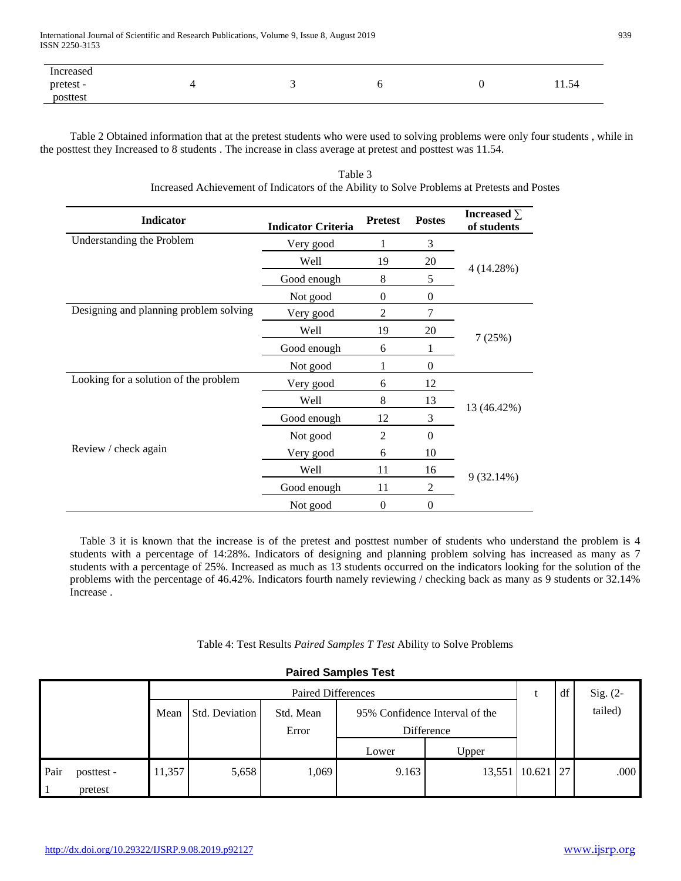| Increased pretest - posttest | 4 | 3 | 6 | 0 | 11.54 |
|---|---|---|---|---|---|

Table 2 Obtained information that at the pretest students who were used to solving problems were only four students , while in the posttest they Increased to 8 students . The increase in class average at pretest and posttest was 11.54.

Table 3
Increased Achievement of Indicators of the Ability to Solve Problems at Pretests and Postes

| Indicator | Indicator Criteria | Pretest | Postes | Increased ∑ of students |
|---|---|---|---|---|
| Understanding the Problem | Very good | 1 | 3 | 4 (14.28%) |
| | Well | 19 | 20 | |
| | Good enough | 8 | 5 | |
| | Not good | 0 | 0 | |
| Designing and planning problem solving | Very good | 2 | 7 | 7 (25%) |
| | Well | 19 | 20 | |
| | Good enough | 6 | 1 | |
| | Not good | 1 | 0 | |
| Looking for a solution of the problem | Very good | 6 | 12 | 13 (46.42%) |
| | Well | 8 | 13 | |
| | Good enough | 12 | 3 | |
| | Not good | 2 | 0 | |
| Review / check again | Very good | 6 | 10 | 9 (32.14%) |
| | Well | 11 | 16 | |
| | Good enough | 11 | 2 | |
| | Not good | 0 | 0 | |

Table 3 it is known that the increase is of the pretest and posttest number of students who understand the problem is 4 students with a percentage of 14:28%. Indicators of designing and planning problem solving has increased as many as 7 students with a percentage of 25%. Increased as much as 13 students occurred on the indicators looking for the solution of the problems with the percentage of 46.42%. Indicators fourth namely reviewing / checking back as many as 9 students or 32.14% Increase .

Table 4: Test Results *Paired Samples T Test* Ability to Solve Problems

**Paired Samples Test**

| | Paired Differences | | | | | t | df | Sig. (2-tailed) |
|---|---|---|---|---|---|---|---|---|
| | Mean | Std. Deviation | Std. Mean Error | 95% Confidence Interval of the Difference | | | | |
| | | | | Lower | Upper | | | |
| Pair 1 posttest - pretest | 11,357 | 5,658 | 1,069 | 9.163 | 13,551 | 10.621 | 27 | .000 |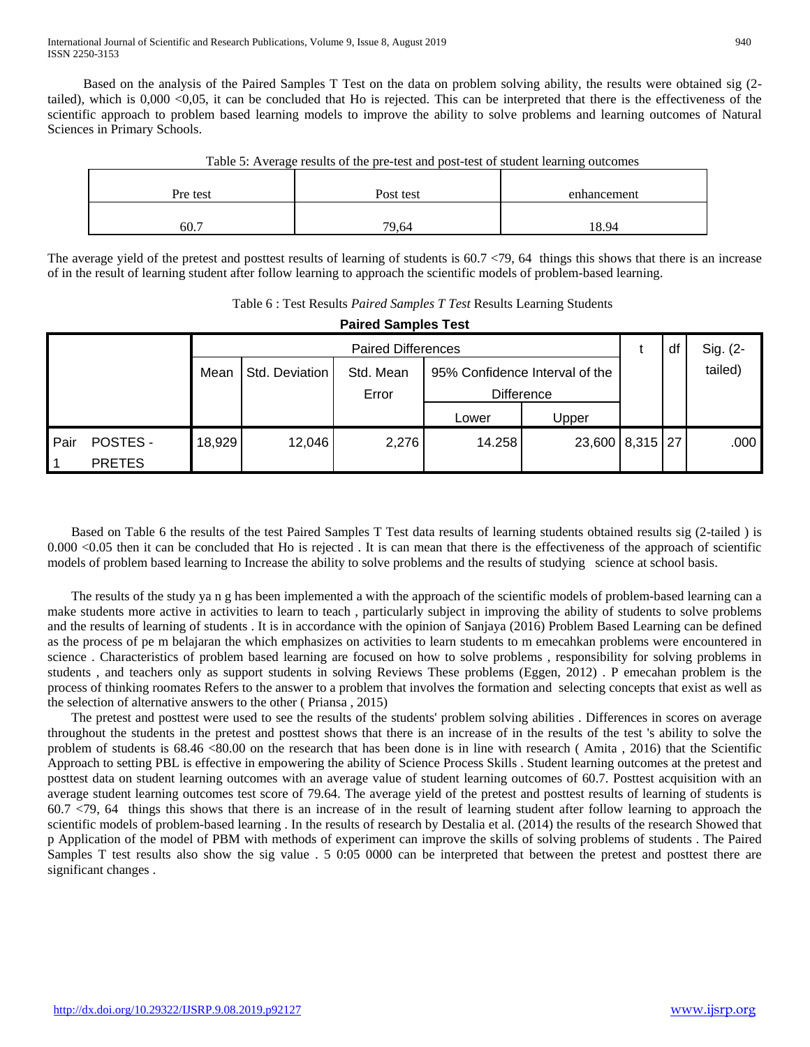Based on the analysis of the Paired Samples T Test on the data on problem solving ability, the results were obtained sig (2-tailed), which is 0,000 <0,05, it can be concluded that Ho is rejected. This can be interpreted that there is the effectiveness of the scientific approach to problem based learning models to improve the ability to solve problems and learning outcomes of Natural Sciences in Primary Schools.

Table 5: Average results of the pre-test and post-test of student learning outcomes

| Pre test | Post test | enhancement |
|---|---|---|
| 60.7 | 79,64 | 18.94 |

The average yield of the pretest and posttest results of learning of students is 60.7 <79, 64 things this shows that there is an increase of in the result of learning student after follow learning to approach the scientific models of problem-based learning.

Table 6 : Test Results *Paired Samples T Test* Results Learning Students

**Paired Samples Test**

| | Paired Differences | | | | | t | df | Sig. (2-tailed) |
|---|---|---|---|---|---|---|---|---|
| | Mean | Std. Deviation | Std. Mean Error | 95% Confidence Interval of the Difference | | | | |
| | | | | Lower | Upper | | | |
| Pair 1 POSTES - PRETES | 18,929 | 12,046 | 2,276 | 14.258 | 23,600 | 8,315 | 27 | .000 |

Based on Table 6 the results of the test Paired Samples T Test data results of learning students obtained results sig (2-tailed ) is 0.000 <0.05 then it can be concluded that Ho is rejected . It is can mean that there is the effectiveness of the approach of scientific models of problem based learning to Increase the ability to solve problems and the results of studying science at school basis.

The results of the study ya n g has been implemented a with the approach of the scientific models of problem-based learning can a make students more active in activities to learn to teach , particularly subject in improving the ability of students to solve problems and the results of learning of students . It is in accordance with the opinion of Sanjaya (2016) Problem Based Learning can be defined as the process of pe m belajaran the which emphasizes on activities to learn students to m emecahkan problems were encountered in science . Characteristics of problem based learning are focused on how to solve problems , responsibility for solving problems in students , and teachers only as support students in solving Reviews These problems (Eggen, 2012) . P emecahan problem is the process of thinking roomates Refers to the answer to a problem that involves the formation and selecting concepts that exist as well as the selection of alternative answers to the other ( Priansa , 2015)

The pretest and posttest were used to see the results of the students' problem solving abilities . Differences in scores on average throughout the students in the pretest and posttest shows that there is an increase of in the results of the test 's ability to solve the problem of students is 68.46 <80.00 on the research that has been done is in line with research ( Amita , 2016) that the Scientific Approach to setting PBL is effective in empowering the ability of Science Process Skills . Student learning outcomes at the pretest and posttest data on student learning outcomes with an average value of student learning outcomes of 60.7. Posttest acquisition with an average student learning outcomes test score of 79.64. The average yield of the pretest and posttest results of learning of students is 60.7 <79, 64 things this shows that there is an increase of in the result of learning student after follow learning to approach the scientific models of problem-based learning . In the results of research by Destalia et al. (2014) the results of the research Showed that p Application of the model of PBM with methods of experiment can improve the skills of solving problems of students . The Paired Samples T test results also show the sig value . 5 0:05 0000 can be interpreted that between the pretest and posttest there are significant changes .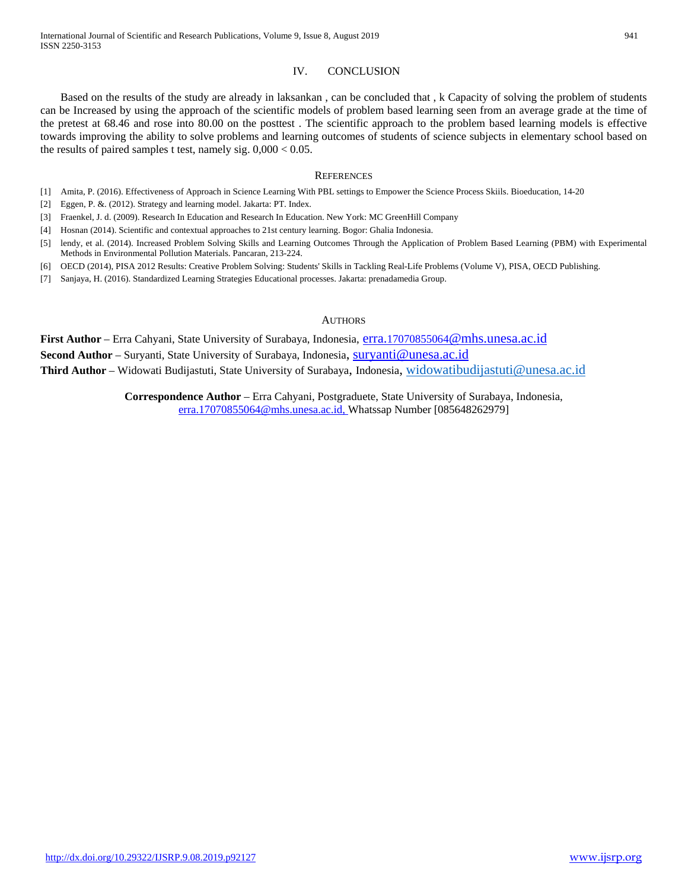## IV. CONCLUSION

Based on the results of the study are already in laksankan , can be concluded that , k Capacity of solving the problem of students can be Increased by using the approach of the scientific models of problem based learning seen from an average grade at the time of the pretest at 68.46 and rose into 80.00 on the posttest . The scientific approach to the problem based learning models is effective towards improving the ability to solve problems and learning outcomes of students of science subjects in elementary school based on the results of paired samples t test, namely sig. $0{,}000 < 0.05$.

## REFERENCES

[1] Amita, P. (2016). Effectiveness of Approach in Science Learning With PBL settings to Empower the Science Process Skiils. Bioeducation, 14-20

[2] Eggen, P. &. (2012). Strategy and learning model. Jakarta: PT. Index.

[3] Fraenkel, J. d. (2009). Research In Education and Research In Education. New York: MC GreenHill Company

[4] Hosnan (2014). Scientific and contextual approaches to 21st century learning. Bogor: Ghalia Indonesia.

[5] lendy, et al. (2014). Increased Problem Solving Skills and Learning Outcomes Through the Application of Problem Based Learning (PBM) with Experimental Methods in Environmental Pollution Materials. Pancaran, 213-224.

[6] OECD (2014), PISA 2012 Results: Creative Problem Solving: Students' Skills in Tackling Real-Life Problems (Volume V), PISA, OECD Publishing.

[7] Sanjaya, H. (2016). Standardized Learning Strategies Educational processes. Jakarta: prenadamedia Group.

## AUTHORS

**First Author** – Erra Cahyani, State University of Surabaya, Indonesia, erra.17070855064@mhs.unesa.ac.id

**Second Author** – Suryanti, State University of Surabaya, Indonesia, suryanti@unesa.ac.id

**Third Author** – Widowati Budijastuti, State University of Surabaya, Indonesia, widowatibudijastuti@unesa.ac.id

**Correspondence Author** – Erra Cahyani, Postgraduete, State University of Surabaya, Indonesia, erra.17070855064@mhs.unesa.ac.id, Whatssap Number [085648262979]